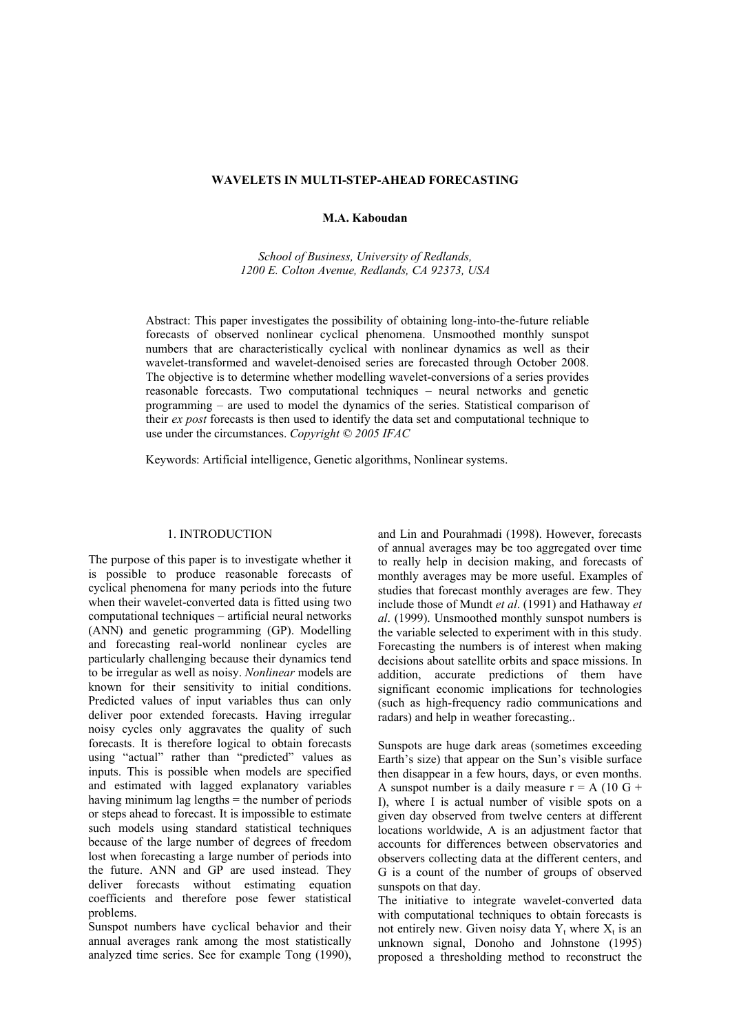# WAVELETS IN MULTI-STEP-AHEAD FORECASTING

**M.A. Kaboudan**

*School of Business, University of Redlands,*
*1200 E. Colton Avenue, Redlands, CA 92373, USA*

Abstract: This paper investigates the possibility of obtaining long-into-the-future reliable forecasts of observed nonlinear cyclical phenomena. Unsmoothed monthly sunspot numbers that are characteristically cyclical with nonlinear dynamics as well as their wavelet-transformed and wavelet-denoised series are forecasted through October 2008. The objective is to determine whether modelling wavelet-conversions of a series provides reasonable forecasts. Two computational techniques – neural networks and genetic programming – are used to model the dynamics of the series. Statistical comparison of their *ex post* forecasts is then used to identify the data set and computational technique to use under the circumstances. *Copyright © 2005 IFAC*

Keywords: Artificial intelligence, Genetic algorithms, Nonlinear systems.

## 1. INTRODUCTION

The purpose of this paper is to investigate whether it is possible to produce reasonable forecasts of cyclical phenomena for many periods into the future when their wavelet-converted data is fitted using two computational techniques – artificial neural networks (ANN) and genetic programming (GP). Modelling and forecasting real-world nonlinear cycles are particularly challenging because their dynamics tend to be irregular as well as noisy. *Nonlinear* models are known for their sensitivity to initial conditions. Predicted values of input variables thus can only deliver poor extended forecasts. Having irregular noisy cycles only aggravates the quality of such forecasts. It is therefore logical to obtain forecasts using "actual" rather than "predicted" values as inputs. This is possible when models are specified and estimated with lagged explanatory variables having minimum lag lengths = the number of periods or steps ahead to forecast. It is impossible to estimate such models using standard statistical techniques because of the large number of degrees of freedom lost when forecasting a large number of periods into the future. ANN and GP are used instead. They deliver forecasts without estimating equation coefficients and therefore pose fewer statistical problems.

Sunspot numbers have cyclical behavior and their annual averages rank among the most statistically analyzed time series. See for example Tong (1990), and Lin and Pourahmadi (1998). However, forecasts of annual averages may be too aggregated over time to really help in decision making, and forecasts of monthly averages may be more useful. Examples of studies that forecast monthly averages are few. They include those of Mundt *et al*. (1991) and Hathaway *et al*. (1999). Unsmoothed monthly sunspot numbers is the variable selected to experiment with in this study. Forecasting the numbers is of interest when making decisions about satellite orbits and space missions. In addition, accurate predictions of them have significant economic implications for technologies (such as high-frequency radio communications and radars) and help in weather forecasting..

Sunspots are huge dark areas (sometimes exceeding Earth's size) that appear on the Sun's visible surface then disappear in a few hours, days, or even months. A sunspot number is a daily measure r = A (10 G + I), where I is actual number of visible spots on a given day observed from twelve centers at different locations worldwide, A is an adjustment factor that accounts for differences between observatories and observers collecting data at the different centers, and G is a count of the number of groups of observed sunspots on that day.

The initiative to integrate wavelet-converted data with computational techniques to obtain forecasts is not entirely new. Given noisy data $Y_t$ where $X_t$ is an unknown signal, Donoho and Johnstone (1995) proposed a thresholding method to reconstruct the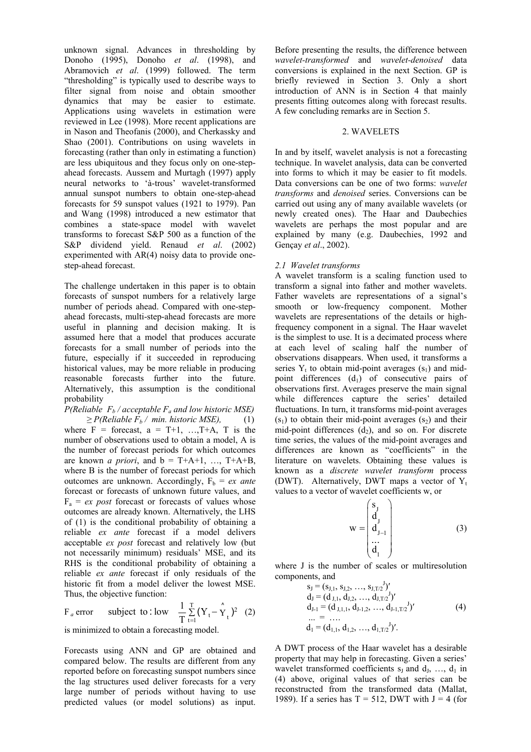unknown signal. Advances in thresholding by Donoho (1995), Donoho *et al*. (1998), and Abramovich *et al*. (1999) followed. The term "thresholding" is typically used to describe ways to filter signal from noise and obtain smoother dynamics that may be easier to estimate. Applications using wavelets in estimation were reviewed in Lee (1998). More recent applications are in Nason and Theofanis (2000), and Cherkassky and Shao (2001). Contributions on using wavelets in forecasting (rather than only in estimating a function) are less ubiquitous and they focus only on one-step-ahead forecasts. Aussem and Murtagh (1997) apply neural networks to 'à-trous' wavelet-transformed annual sunspot numbers to obtain one-step-ahead forecasts for 59 sunspot values (1921 to 1979). Pan and Wang (1998) introduced a new estimator that combines a state-space model with wavelet transforms to forecast S&P 500 as a function of the S&P dividend yield. Renaud *et al*. (2002) experimented with AR(4) noisy data to provide one-step-ahead forecast.

The challenge undertaken in this paper is to obtain forecasts of sunspot numbers for a relatively large number of periods ahead. Compared with one-step-ahead forecasts, multi-step-ahead forecasts are more useful in planning and decision making. It is assumed here that a model that produces accurate forecasts for a small number of periods into the future, especially if it succeeded in reproducing historical values, may be more reliable in producing reasonable forecasts further into the future. Alternatively, this assumption is the conditional probability

$$P(\text{Reliable } F_b \,/\, \text{acceptable } F_a \text{ and low historic MSE}) \geq P(\text{Reliable } F_b \,/\, \text{min. historic MSE}), \quad (1)$$

where F = forecast, a = T+1, …,T+A, T is the number of observations used to obtain a model, A is the number of forecast periods for which outcomes are known *a priori*, and b = T+A+1, …, T+A+B, where B is the number of forecast periods for which outcomes are unknown. Accordingly, $F_b$ = *ex ante* forecast or forecasts of unknown future values, and $F_a$ = *ex post* forecast or forecasts of values whose outcomes are already known. Alternatively, the LHS of (1) is the conditional probability of obtaining a reliable *ex ante* forecast if a model delivers acceptable *ex post* forecast and relatively low (but not necessarily minimum) residuals' MSE, and its RHS is the conditional probability of obtaining a reliable *ex ante* forecast if only residuals of the historic fit from a model deliver the lowest MSE. Thus, the objective function:

$$F_a \text{ error} \quad \text{subject to: low} \quad \frac{1}{T}\sum_{t=1}^{T}(Y_t - \hat{Y}_t)^2 \quad (2)$$

is minimized to obtain a forecasting model.

Forecasts using ANN and GP are obtained and compared below. The results are different from any reported before on forecasting sunspot numbers since the lag structures used deliver forecasts for a very large number of periods without having to use predicted values (or model solutions) as input. Before presenting the results, the difference between *wavelet-transformed* and *wavelet-denoised* data conversions is explained in the next Section. GP is briefly reviewed in Section 3. Only a short introduction of ANN is in Section 4 that mainly presents fitting outcomes along with forecast results. A few concluding remarks are in Section 5.

## 2. WAVELETS

In and by itself, wavelet analysis is not a forecasting technique. In wavelet analysis, data can be converted into forms to which it may be easier to fit models. Data conversions can be one of two forms: *wavelet transforms* and *denoised* series. Conversions can be carried out using any of many available wavelets (or newly created ones). The Haar and Daubechies wavelets are perhaps the most popular and are explained by many (e.g. Daubechies, 1992 and Gençay *et al*., 2002).

### *2.1 Wavelet transforms*

A wavelet transform is a scaling function used to transform a signal into father and mother wavelets. Father wavelets are representations of a signal's smooth or low-frequency component. Mother wavelets are representations of the details or high-frequency component in a signal. The Haar wavelet is the simplest to use. It is a decimated process where at each level of scaling half the number of observations disappears. When used, it transforms a series $Y_t$ to obtain mid-point averages ($s_1$) and mid-point differences ($d_1$) of consecutive pairs of observations first. Averages preserve the main signal while differences capture the series' detailed fluctuations. In turn, it transforms mid-point averages ($s_1$) to obtain their mid-point averages ($s_2$) and their mid-point differences ($d_2$), and so on. For discrete time series, the values of the mid-point averages and differences are known as "coefficients" in the literature on wavelets. Obtaining these values is known as a *discrete wavelet transform* process (DWT). Alternatively, DWT maps a vector of $Y_t$ values to a vector of wavelet coefficients w, or

$$w = \begin{pmatrix} s_J \\ d_J \\ d_{J-1} \\ \ldots \\ d_1 \end{pmatrix} \quad (3)$$

where J is the number of scales or multiresolution components, and

$$\begin{aligned} s_J &= (s_{J,1}, s_{J,2}, \ldots, s_{J,T/2^J})' \\ d_J &= (d_{J,1}, d_{J,2}, \ldots, d_{J,T/2^J})' \\ d_{J-1} &= (d_{J,1,1}, d_{J-1,2}, \ldots, d_{J-1,T/2^J})' \\ \ldots &= \ldots. \\ d_1 &= (d_{1,1}, d_{1,2}, \ldots, d_{1,T/2^J})'. \end{aligned} \quad (4)$$

A DWT process of the Haar wavelet has a desirable property that may help in forecasting. Given a series' wavelet transformed coefficients $s_J$ and $d_J$, …, $d_1$ in (4) above, original values of that series can be reconstructed from the transformed data (Mallat, 1989). If a series has T = 512, DWT with J = 4 (for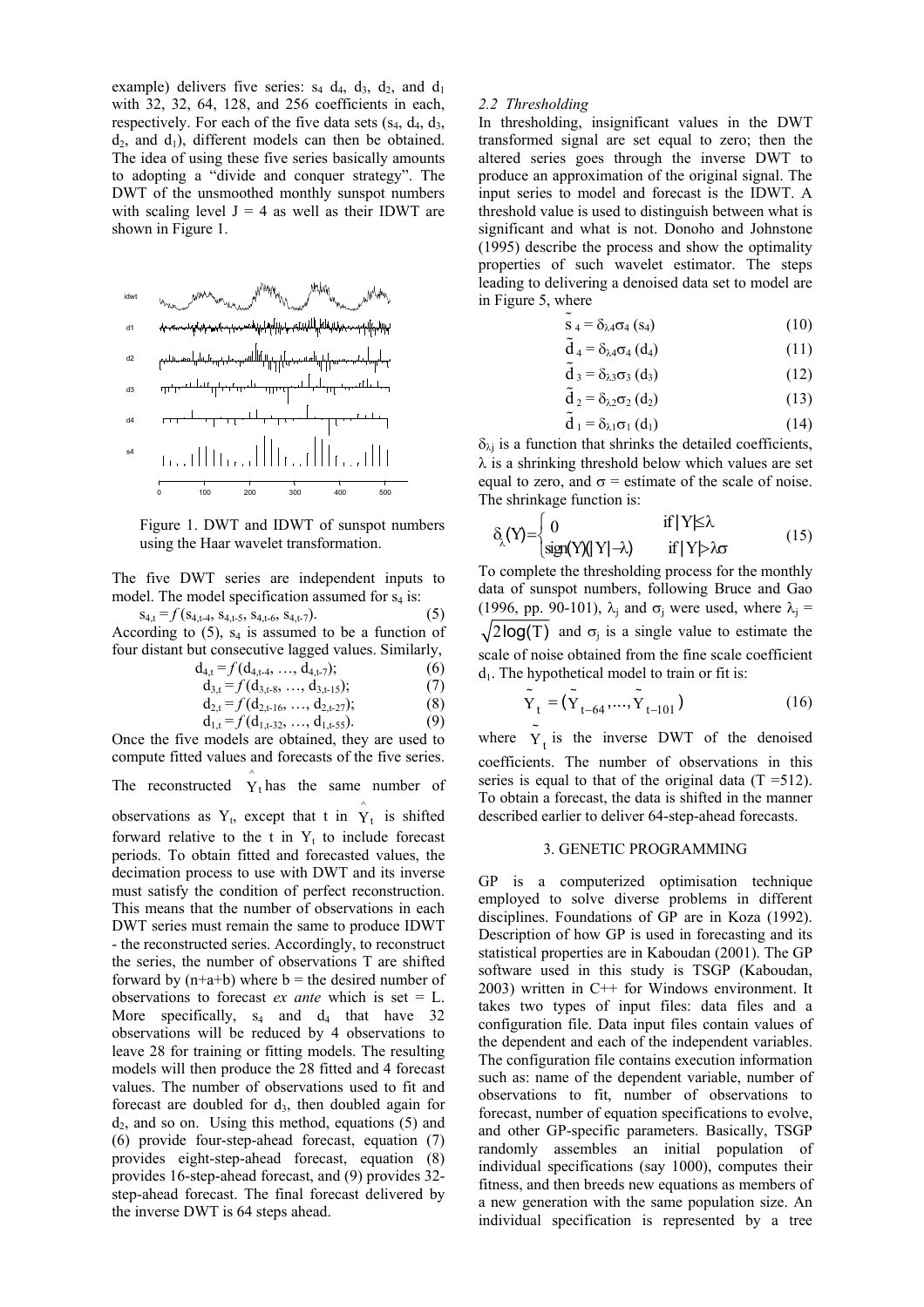example) delivers five series: $s_4$ $d_4$, $d_3$, $d_2$, and $d_1$ with 32, 32, 64, 128, and 256 coefficients in each, respectively. For each of the five data sets ($s_4$, $d_4$, $d_3$, $d_2$, and $d_1$), different models can then be obtained. The idea of using these five series basically amounts to adopting a "divide and conquer strategy". The DWT of the unsmoothed monthly sunspot numbers with scaling level J = 4 as well as their IDWT are shown in Figure 1.

Figure 1. DWT and IDWT of sunspot numbers using the Haar wavelet transformation.

The five DWT series are independent inputs to model. The model specification assumed for $s_4$ is:

$$s_{4,t} = f(s_{4,t-4}, s_{4,t-5}, s_{4,t-6}, s_{4,t-7}). \quad (5)$$

According to (5), $s_4$ is assumed to be a function of four distant but consecutive lagged values. Similarly,

$$d_{4,t} = f(d_{4,t-4}, \ldots, d_{4,t-7}); \quad (6)$$

$$d_{3,t} = f(d_{3,t-8}, \ldots, d_{3,t-15}); \quad (7)$$

$$d_{2,t} = f(d_{2,t-16}, \ldots, d_{2,t-27}); \quad (8)$$

$$d_{1,t} = f(d_{1,t-32}, \ldots, d_{1,t-55}). \quad (9)$$

Once the five models are obtained, they are used to compute fitted values and forecasts of the five series. The reconstructed $\hat{Y}_t$ has the same number of observations as $Y_t$, except that t in $\hat{Y}_t$ is shifted forward relative to the t in $Y_t$ to include forecast periods. To obtain fitted and forecasted values, the decimation process to use with DWT and its inverse must satisfy the condition of perfect reconstruction. This means that the number of observations in each DWT series must remain the same to produce IDWT - the reconstructed series. Accordingly, to reconstruct the series, the number of observations T are shifted forward by (n+a+b) where b = the desired number of observations to forecast *ex ante* which is set = L. More specifically, $s_4$ and $d_4$ that have 32 observations will be reduced by 4 observations to leave 28 for training or fitting models. The resulting models will then produce the 28 fitted and 4 forecast values. The number of observations used to fit and forecast are doubled for $d_3$, then doubled again for $d_2$, and so on. Using this method, equations (5) and (6) provide four-step-ahead forecast, equation (7) provides eight-step-ahead forecast, equation (8) provides 16-step-ahead forecast, and (9) provides 32-step-ahead forecast. The final forecast delivered by the inverse DWT is 64 steps ahead.

### *2.2 Thresholding*

In thresholding, insignificant values in the DWT transformed signal are set equal to zero; then the altered series goes through the inverse DWT to produce an approximation of the original signal. The input series to model and forecast is the IDWT. A threshold value is used to distinguish between what is significant and what is not. Donoho and Johnstone (1995) describe the process and show the optimality properties of such wavelet estimator. The steps leading to delivering a denoised data set to model are in Figure 5, where

$$\tilde{s}_4 = \delta_{\lambda 4}\sigma_4 (s_4) \quad (10)$$

$$\tilde{d}_4 = \delta_{\lambda 4}\sigma_4 (d_4) \quad (11)$$

$$\tilde{d}_3 = \delta_{\lambda 3}\sigma_3 (d_3) \quad (12)$$

$$\tilde{d}_2 = \delta_{\lambda 2}\sigma_2 (d_2) \quad (13)$$

$$\tilde{d}_1 = \delta_{\lambda 1}\sigma_1 (d_1) \quad (14)$$

$\delta_{\lambda j}$ is a function that shrinks the detailed coefficients, $\lambda$ is a shrinking threshold below which values are set equal to zero, and $\sigma$ = estimate of the scale of noise. The shrinkage function is:

$$\delta_\lambda(Y) = \begin{cases} 0 & \text{if } |Y| \leq \lambda \\ \text{sign}(Y)(|Y| - \lambda) & \text{if } |Y| > \lambda\sigma \end{cases} \quad (15)$$

To complete the thresholding process for the monthly data of sunspot numbers, following Bruce and Gao (1996, pp. 90-101), $\lambda_j$ and $\sigma_j$ were used, where $\lambda_j = \sqrt{2\log(T)}$ and $\sigma_j$ is a single value to estimate the scale of noise obtained from the fine scale coefficient $d_1$. The hypothetical model to train or fit is:

$$\tilde{Y}_t = (\tilde{Y}_{t-64}, \ldots, \tilde{Y}_{t-101}) \quad (16)$$

where $\tilde{Y}_t$ is the inverse DWT of the denoised coefficients. The number of observations in this series is equal to that of the original data (T =512). To obtain a forecast, the data is shifted in the manner described earlier to deliver 64-step-ahead forecasts.

## 3. GENETIC PROGRAMMING

GP is a computerized optimisation technique employed to solve diverse problems in different disciplines. Foundations of GP are in Koza (1992). Description of how GP is used in forecasting and its statistical properties are in Kaboudan (2001). The GP software used in this study is TSGP (Kaboudan, 2003) written in C++ for Windows environment. It takes two types of input files: data files and a configuration file. Data input files contain values of the dependent and each of the independent variables. The configuration file contains execution information such as: name of the dependent variable, number of observations to fit, number of observations to forecast, number of equation specifications to evolve, and other GP-specific parameters. Basically, TSGP randomly assembles an initial population of individual specifications (say 1000), computes their fitness, and then breeds new equations as members of a new generation with the same population size. An individual specification is represented by a tree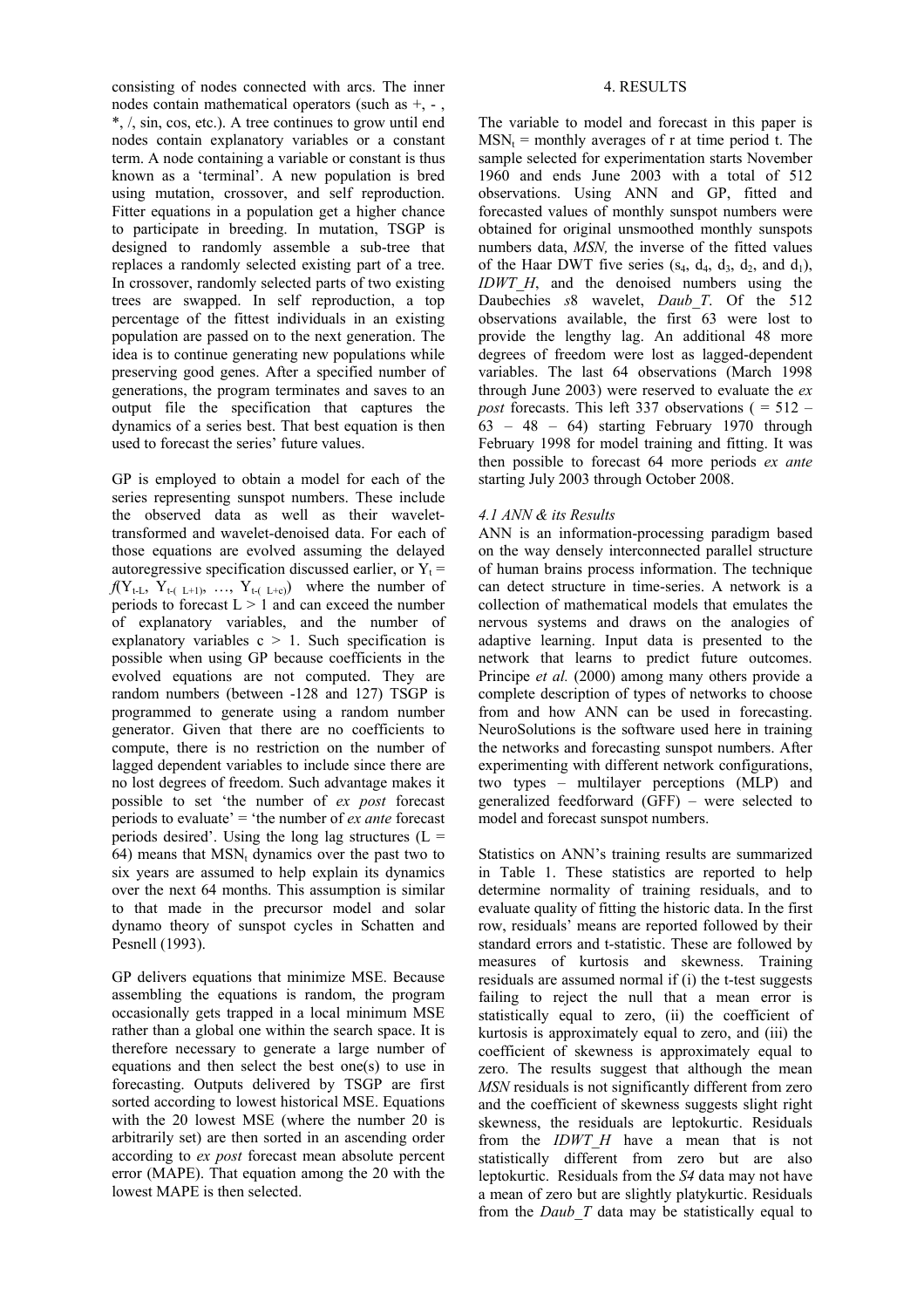consisting of nodes connected with arcs. The inner nodes contain mathematical operators (such as +, - , *, /, sin, cos, etc.). A tree continues to grow until end nodes contain explanatory variables or a constant term. A node containing a variable or constant is thus known as a 'terminal'. A new population is bred using mutation, crossover, and self reproduction. Fitter equations in a population get a higher chance to participate in breeding. In mutation, TSGP is designed to randomly assemble a sub-tree that replaces a randomly selected existing part of a tree. In crossover, randomly selected parts of two existing trees are swapped. In self reproduction, a top percentage of the fittest individuals in an existing population are passed on to the next generation. The idea is to continue generating new populations while preserving good genes. After a specified number of generations, the program terminates and saves to an output file the specification that captures the dynamics of a series best. That best equation is then used to forecast the series' future values.

GP is employed to obtain a model for each of the series representing sunspot numbers. These include the observed data as well as their wavelet-transformed and wavelet-denoised data. For each of those equations are evolved assuming the delayed autoregressive specification discussed earlier, or $Y_t = f(Y_{t-L}, Y_{t-(L+1)}, \ldots, Y_{t-(L+c)})$ where the number of periods to forecast $L > 1$ and can exceed the number of explanatory variables, and the number of explanatory variables $c > 1$. Such specification is possible when using GP because coefficients in the evolved equations are not computed. They are random numbers (between -128 and 127) TSGP is programmed to generate using a random number generator. Given that there are no coefficients to compute, there is no restriction on the number of lagged dependent variables to include since there are no lost degrees of freedom. Such advantage makes it possible to set 'the number of *ex post* forecast periods to evaluate' = 'the number of *ex ante* forecast periods desired'. Using the long lag structures ($L = 64$) means that $MSN_t$ dynamics over the past two to six years are assumed to help explain its dynamics over the next 64 months. This assumption is similar to that made in the precursor model and solar dynamo theory of sunspot cycles in Schatten and Pesnell (1993).

GP delivers equations that minimize MSE. Because assembling the equations is random, the program occasionally gets trapped in a local minimum MSE rather than a global one within the search space. It is therefore necessary to generate a large number of equations and then select the best one(s) to use in forecasting. Outputs delivered by TSGP are first sorted according to lowest historical MSE. Equations with the 20 lowest MSE (where the number 20 is arbitrarily set) are then sorted in an ascending order according to *ex post* forecast mean absolute percent error (MAPE). That equation among the 20 with the lowest MAPE is then selected.

## 4. RESULTS

The variable to model and forecast in this paper is $MSN_t$ = monthly averages of r at time period t. The sample selected for experimentation starts November 1960 and ends June 2003 with a total of 512 observations. Using ANN and GP, fitted and forecasted values of monthly sunspot numbers were obtained for original unsmoothed monthly sunspots numbers data, *MSN,* the inverse of the fitted values of the Haar DWT five series ($s_4$, $d_4$, $d_3$, $d_2$, and $d_1$), *IDWT_H*, and the denoised numbers using the Daubechies *s*8 wavelet, *Daub_T*. Of the 512 observations available, the first 63 were lost to provide the lengthy lag. An additional 48 more degrees of freedom were lost as lagged-dependent variables. The last 64 observations (March 1998 through June 2003) were reserved to evaluate the *ex post* forecasts. This left 337 observations ( = 512 – 63 – 48 – 64) starting February 1970 through February 1998 for model training and fitting. It was then possible to forecast 64 more periods *ex ante* starting July 2003 through October 2008.

### *4.1 ANN & its Results*

ANN is an information-processing paradigm based on the way densely interconnected parallel structure of human brains process information. The technique can detect structure in time-series. A network is a collection of mathematical models that emulates the nervous systems and draws on the analogies of adaptive learning. Input data is presented to the network that learns to predict future outcomes. Principe *et al.* (2000) among many others provide a complete description of types of networks to choose from and how ANN can be used in forecasting. NeuroSolutions is the software used here in training the networks and forecasting sunspot numbers. After experimenting with different network configurations, two types – multilayer perceptions (MLP) and generalized feedforward (GFF) – were selected to model and forecast sunspot numbers.

Statistics on ANN's training results are summarized in Table 1. These statistics are reported to help determine normality of training residuals, and to evaluate quality of fitting the historic data. In the first row, residuals' means are reported followed by their standard errors and t-statistic. These are followed by measures of kurtosis and skewness. Training residuals are assumed normal if (i) the t-test suggests failing to reject the null that a mean error is statistically equal to zero, (ii) the coefficient of kurtosis is approximately equal to zero, and (iii) the coefficient of skewness is approximately equal to zero. The results suggest that although the mean *MSN* residuals is not significantly different from zero and the coefficient of skewness suggests slight right skewness, the residuals are leptokurtic. Residuals from the *IDWT_H* have a mean that is not statistically different from zero but are also leptokurtic. Residuals from the *S4* data may not have a mean of zero but are slightly platykurtic. Residuals from the *Daub_T* data may be statistically equal to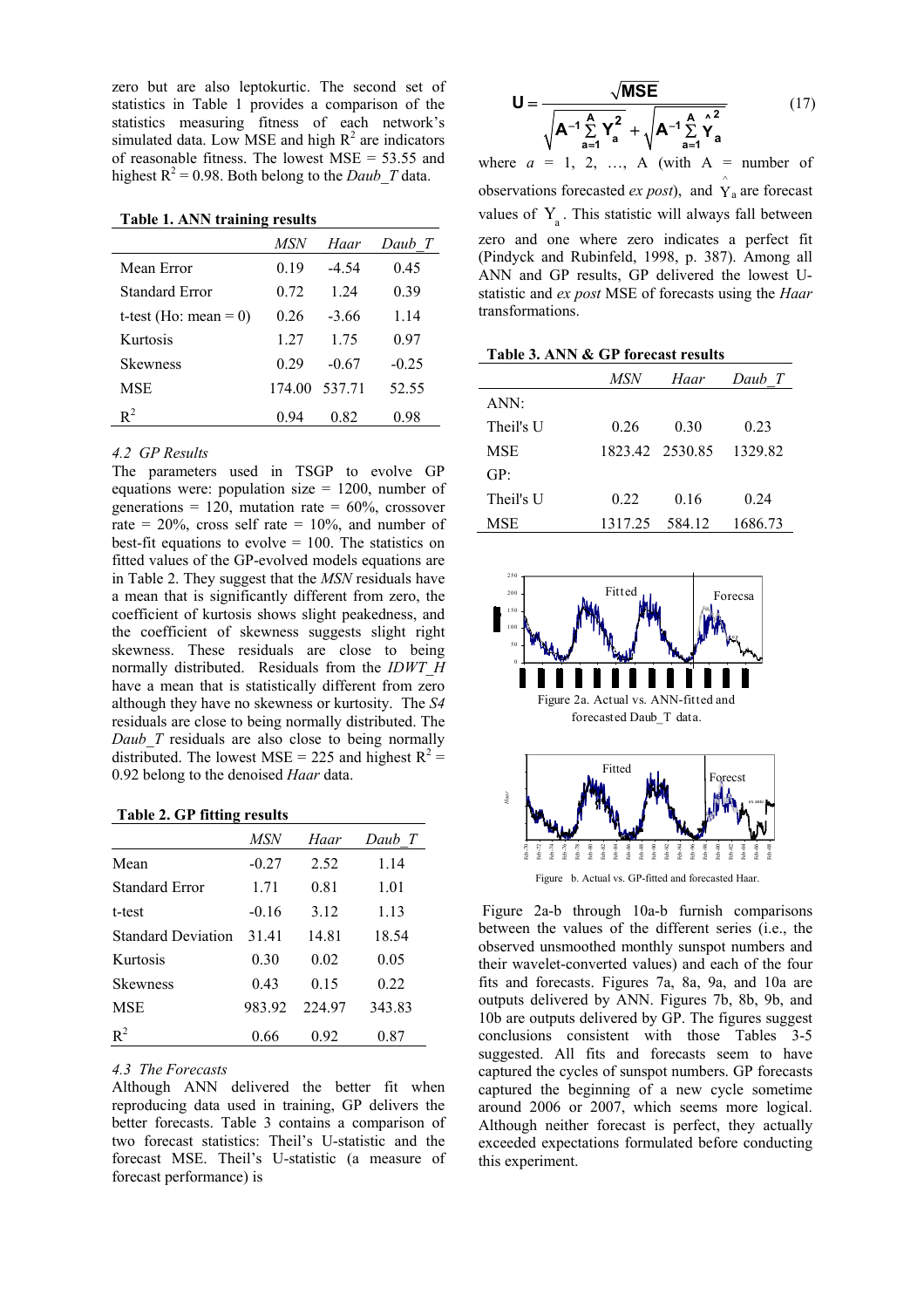zero but are also leptokurtic. The second set of statistics in Table 1 provides a comparison of the statistics measuring fitness of each network's simulated data. Low MSE and high $R^2$ are indicators of reasonable fitness. The lowest MSE = 53.55 and highest $R^2$ = 0.98. Both belong to the *Daub_T* data.

**Table 1. ANN training results**

| | *MSN* | *Haar* | *Daub_T* |
|---|---|---|---|
| Mean Error | 0.19 | -4.54 | 0.45 |
| Standard Error | 0.72 | 1.24 | 0.39 |
| t-test (Ho: mean = 0) | 0.26 | -3.66 | 1.14 |
| Kurtosis | 1.27 | 1.75 | 0.97 |
| Skewness | 0.29 | -0.67 | -0.25 |
| MSE | 174.00 | 537.71 | 52.55 |
| $R^2$ | 0.94 | 0.82 | 0.98 |

### *4.2 GP Results*

The parameters used in TSGP to evolve GP equations were: population size = 1200, number of generations = 120, mutation rate = 60%, crossover rate = 20%, cross self rate = 10%, and number of best-fit equations to evolve = 100. The statistics on fitted values of the GP-evolved models equations are in Table 2. They suggest that the *MSN* residuals have a mean that is significantly different from zero, the coefficient of kurtosis shows slight peakedness, and the coefficient of skewness suggests slight right skewness. These residuals are close to being normally distributed. Residuals from the *IDWT_H* have a mean that is statistically different from zero although they have no skewness or kurtosis. The *S4* residuals are close to being normally distributed. The *Daub_T* residuals are also close to being normally distributed. The lowest MSE = 225 and highest $R^2$ = 0.92 belong to the denoised *Haar* data.

**Table 2. GP fitting results**

| | *MSN* | *Haar* | *Daub_T* |
|---|---|---|---|
| Mean | -0.27 | 2.52 | 1.14 |
| Standard Error | 1.71 | 0.81 | 1.01 |
| t-test | -0.16 | 3.12 | 1.13 |
| Standard Deviation | 31.41 | 14.81 | 18.54 |
| Kurtosis | 0.30 | 0.02 | 0.05 |
| Skewness | 0.43 | 0.15 | 0.22 |
| MSE | 983.92 | 224.97 | 343.83 |
| $R^2$ | 0.66 | 0.92 | 0.87 |

### *4.3 The Forecasts*

Although ANN delivered the better fit when reproducing data used in training, GP delivers the better forecasts. Table 3 contains a comparison of two forecast statistics: Theil's U-statistic and the forecast MSE. Theil's U-statistic (a measure of forecast performance) is

$$U = \frac{\sqrt{MSE}}{\sqrt{A^{-1}\sum_{a=1}^{A} Y_a^2} + \sqrt{A^{-1}\sum_{a=1}^{A} \hat{Y}_a^2}} \quad (17)$$

where $a$ = 1, 2, …, A (with A = number of observations forecasted *ex post*), and $\hat{Y}_a$ are forecast values of $Y_a$. This statistic will always fall between zero and one where zero indicates a perfect fit (Pindyck and Rubinfeld, 1998, p. 387). Among all ANN and GP results, GP delivered the lowest U-statistic and *ex post* MSE of forecasts using the *Haar* transformations.

**Table 3. ANN & GP forecast results**

| | *MSN* | *Haar* | *Daub_T* |
|---|---|---|---|
| ANN: | | | |
| Theil's U | 0.26 | 0.30 | 0.23 |
| MSE | 1823.42 | 2530.85 | 1329.82 |
| GP: | | | |
| Theil's U | 0.22 | 0.16 | 0.24 |
| MSE | 1317.25 | 584.12 | 1686.73 |

Figure 2a. Actual vs. ANN-fitted and forecasted Daub_T data.

Figure b. Actual vs. GP-fitted and forecasted Haar.

Figure 2a-b through 10a-b furnish comparisons between the values of the different series (i.e., the observed unsmoothed monthly sunspot numbers and their wavelet-converted values) and each of the four fits and forecasts. Figures 7a, 8a, 9a, and 10a are outputs delivered by ANN. Figures 7b, 8b, 9b, and 10b are outputs delivered by GP. The figures suggest conclusions consistent with those Tables 3-5 suggested. All fits and forecasts seem to have captured the cycles of sunspot numbers. GP forecasts captured the beginning of a new cycle sometime around 2006 or 2007, which seems more logical. Although neither forecast is perfect, they actually exceeded expectations formulated before conducting this experiment.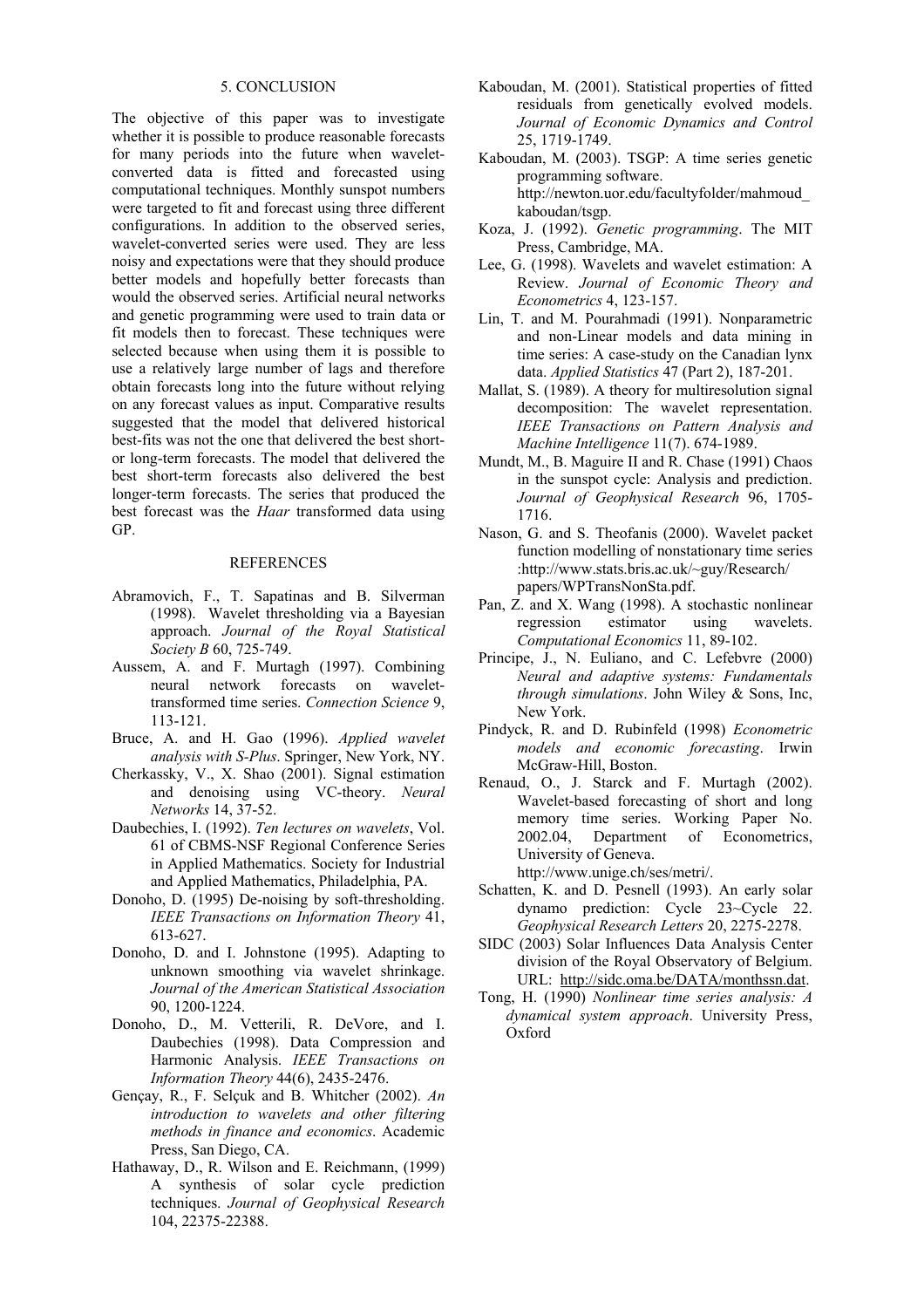## 5. CONCLUSION

The objective of this paper was to investigate whether it is possible to produce reasonable forecasts for many periods into the future when wavelet-converted data is fitted and forecasted using computational techniques. Monthly sunspot numbers were targeted to fit and forecast using three different configurations. In addition to the observed series, wavelet-converted series were used. They are less noisy and expectations were that they should produce better models and hopefully better forecasts than would the observed series. Artificial neural networks and genetic programming were used to train data or fit models then to forecast. These techniques were selected because when using them it is possible to use a relatively large number of lags and therefore obtain forecasts long into the future without relying on any forecast values as input. Comparative results suggested that the model that delivered historical best-fits was not the one that delivered the best short- or long-term forecasts. The model that delivered the best short-term forecasts also delivered the best longer-term forecasts. The series that produced the best forecast was the *Haar* transformed data using GP.

## REFERENCES

Abramovich, F., T. Sapatinas and B. Silverman (1998). Wavelet thresholding via a Bayesian approach. *Journal of the Royal Statistical Society B* 60, 725-749.

Aussem, A. and F. Murtagh (1997). Combining neural network forecasts on wavelet-transformed time series. *Connection Science* 9, 113-121.

Bruce, A. and H. Gao (1996). *Applied wavelet analysis with S-Plus*. Springer, New York, NY.

Cherkassky, V., X. Shao (2001). Signal estimation and denoising using VC-theory. *Neural Networks* 14, 37-52.

Daubechies, I. (1992). *Ten lectures on wavelets*, Vol. 61 of CBMS-NSF Regional Conference Series in Applied Mathematics. Society for Industrial and Applied Mathematics, Philadelphia, PA.

Donoho, D. (1995) De-noising by soft-thresholding. *IEEE Transactions on Information Theory* 41, 613-627.

Donoho, D. and I. Johnstone (1995). Adapting to unknown smoothing via wavelet shrinkage. *Journal of the American Statistical Association* 90, 1200-1224.

Donoho, D., M. Vetterili, R. DeVore, and I. Daubechies (1998). Data Compression and Harmonic Analysis. *IEEE Transactions on Information Theory* 44(6), 2435-2476.

Gençay, R., F. Selçuk and B. Whitcher (2002). *An introduction to wavelets and other filtering methods in finance and economics*. Academic Press, San Diego, CA.

Hathaway, D., R. Wilson and E. Reichmann, (1999) A synthesis of solar cycle prediction techniques. *Journal of Geophysical Research* 104, 22375-22388.

Kaboudan, M. (2001). Statistical properties of fitted residuals from genetically evolved models. *Journal of Economic Dynamics and Control* 25, 1719-1749.

Kaboudan, M. (2003). TSGP: A time series genetic programming software. http://newton.uor.edu/facultyfolder/mahmoud_kaboudan/tsgp.

Koza, J. (1992). *Genetic programming*. The MIT Press, Cambridge, MA.

Lee, G. (1998). Wavelets and wavelet estimation: A Review. *Journal of Economic Theory and Econometrics* 4, 123-157.

Lin, T. and M. Pourahmadi (1991). Nonparametric and non-Linear models and data mining in time series: A case-study on the Canadian lynx data. *Applied Statistics* 47 (Part 2), 187-201.

Mallat, S. (1989). A theory for multiresolution signal decomposition: The wavelet representation. *IEEE Transactions on Pattern Analysis and Machine Intelligence* 11(7). 674-1989.

Mundt, M., B. Maguire II and R. Chase (1991) Chaos in the sunspot cycle: Analysis and prediction. *Journal of Geophysical Research* 96, 1705-1716.

Nason, G. and S. Theofanis (2000). Wavelet packet function modelling of nonstationary time series :http://www.stats.bris.ac.uk/~guy/Research/papers/WPTransNonSta.pdf.

Pan, Z. and X. Wang (1998). A stochastic nonlinear regression estimator using wavelets. *Computational Economics* 11, 89-102.

Principe, J., N. Euliano, and C. Lefebvre (2000) *Neural and adaptive systems: Fundamentals through simulations*. John Wiley & Sons, Inc, New York.

Pindyck, R. and D. Rubinfeld (1998) *Econometric models and economic forecasting*. Irwin McGraw-Hill, Boston.

Renaud, O., J. Starck and F. Murtagh (2002). Wavelet-based forecasting of short and long memory time series. Working Paper No. 2002.04, Department of Econometrics, University of Geneva. http://www.unige.ch/ses/metri/.

Schatten, K. and D. Pesnell (1993). An early solar dynamo prediction: Cycle 23~Cycle 22. *Geophysical Research Letters* 20, 2275-2278.

SIDC (2003) Solar Influences Data Analysis Center division of the Royal Observatory of Belgium. URL: http://sidc.oma.be/DATA/monthssn.dat.

Tong, H. (1990) *Nonlinear time series analysis: A dynamical system approach*. University Press, Oxford